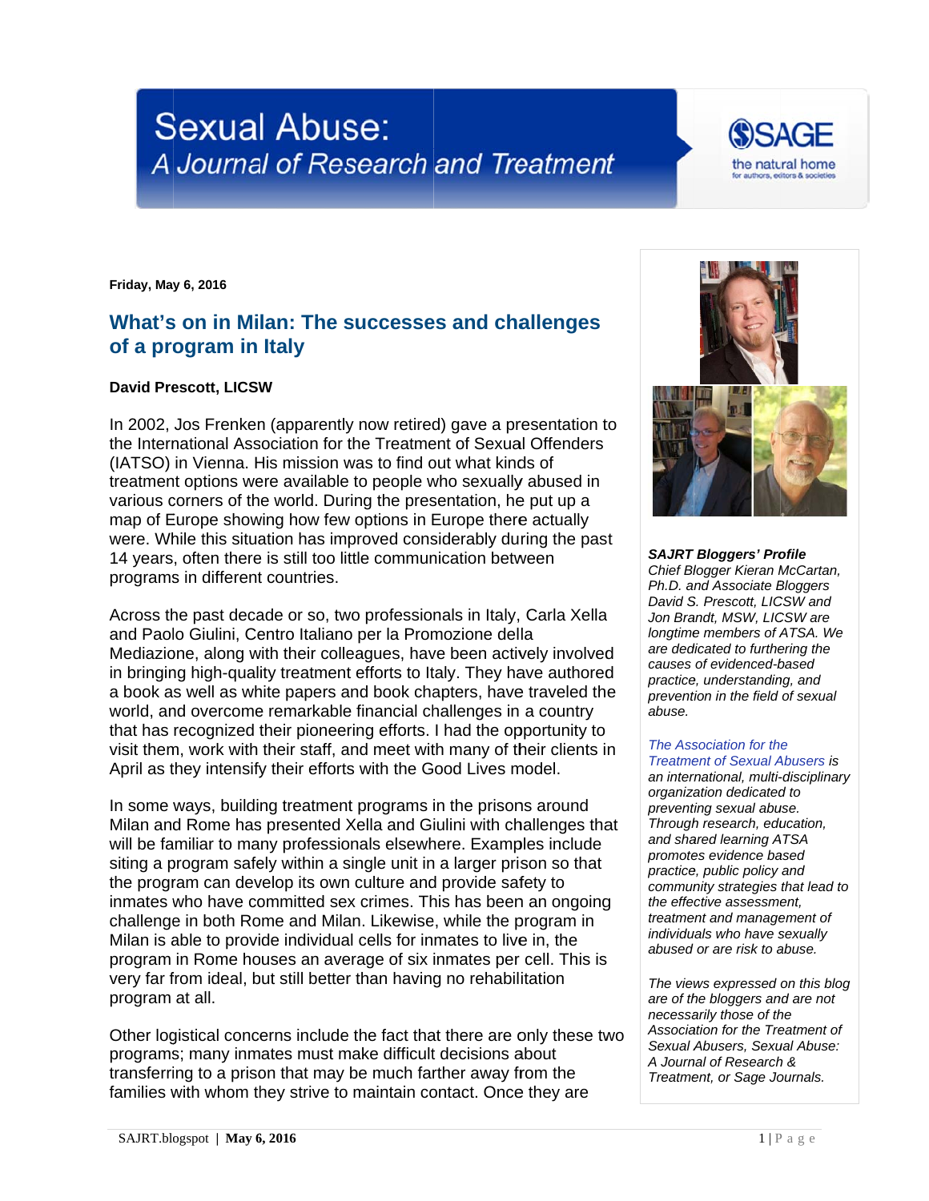# Sexual Abuse: A Journal of Research and Treatment

**Friday, May 6, 2016**

## What's on in Milan: The successes and challenges of a program in Italy

**David Prescott, LICSW**

In 2002, Jos Frenken (apparently now retired) gave a presentation to the International Association for the Treatment of Sexual Offenders (IATSO) in Vienna. His mission was to find out what kinds of treatment options were available to people who sexually abused in various corners of the world. During the presentation, he put up a map of Europe showing how few options in Europe there actually were. While this situation has improved considerably during the past 14 years, often there is still too little communication between programs in different countries.

Across the past decade or so, two professionals in Italy, Carla Xella and Paolo Giulini, Centro Italiano per la Promozione della Mediazione, along with their colleagues, have been actively involved in bringing high-quality treatment efforts to Italy. They have authored a book as well as white papers and book chapters, have traveled the world, and overcome remarkable financial challenges in a country that has recognized their pioneering efforts. I had the opportunity to visit them, work with their staff, and meet with many of their clients in April as they intensify their efforts with the Good Lives model.

In some ways, building treatment programs in the prisons around Milan and Rome has presented Xella and Giulini with challenges that will be familiar to many professionals elsewhere. Examples include siting a program safely within a single unit in a larger prison so that the program can develop its own culture and provide safety to inmates who have committed sex crimes. This has been an ongoing challenge in both Rome and Milan. Likewise, while the program in Milan is able to provide individual cells for inmates to live in, the program in Rome houses an average of six inmates per cell. This is very far from ideal, but still better than having no rehabilitation program at all.

Other logistical concerns include the fact that there are only these two programs; many inmates must make difficult decisions about transferring to a prison that may be much farther away from the families with whom they strive to maintain contact. Once they are

***SAJRT Bloggers' Profile***
*Chief Blogger Kieran McCartan, Ph.D. and Associate Bloggers David S. Prescott, LICSW and Jon Brandt, MSW, LICSW are longtime members of ATSA. We are dedicated to furthering the causes of evidenced-based practice, understanding, and prevention in the field of sexual abuse.*

*The Association for the Treatment of Sexual Abusers is an international, multi-disciplinary organization dedicated to preventing sexual abuse. Through research, education, and shared learning ATSA promotes evidence based practice, public policy and community strategies that lead to the effective assessment, treatment and management of individuals who have sexually abused or are risk to abuse.*

*The views expressed on this blog are of the bloggers and are not necessarily those of the Association for the Treatment of Sexual Abusers, Sexual Abuse: A Journal of Research & Treatment, or Sage Journals.*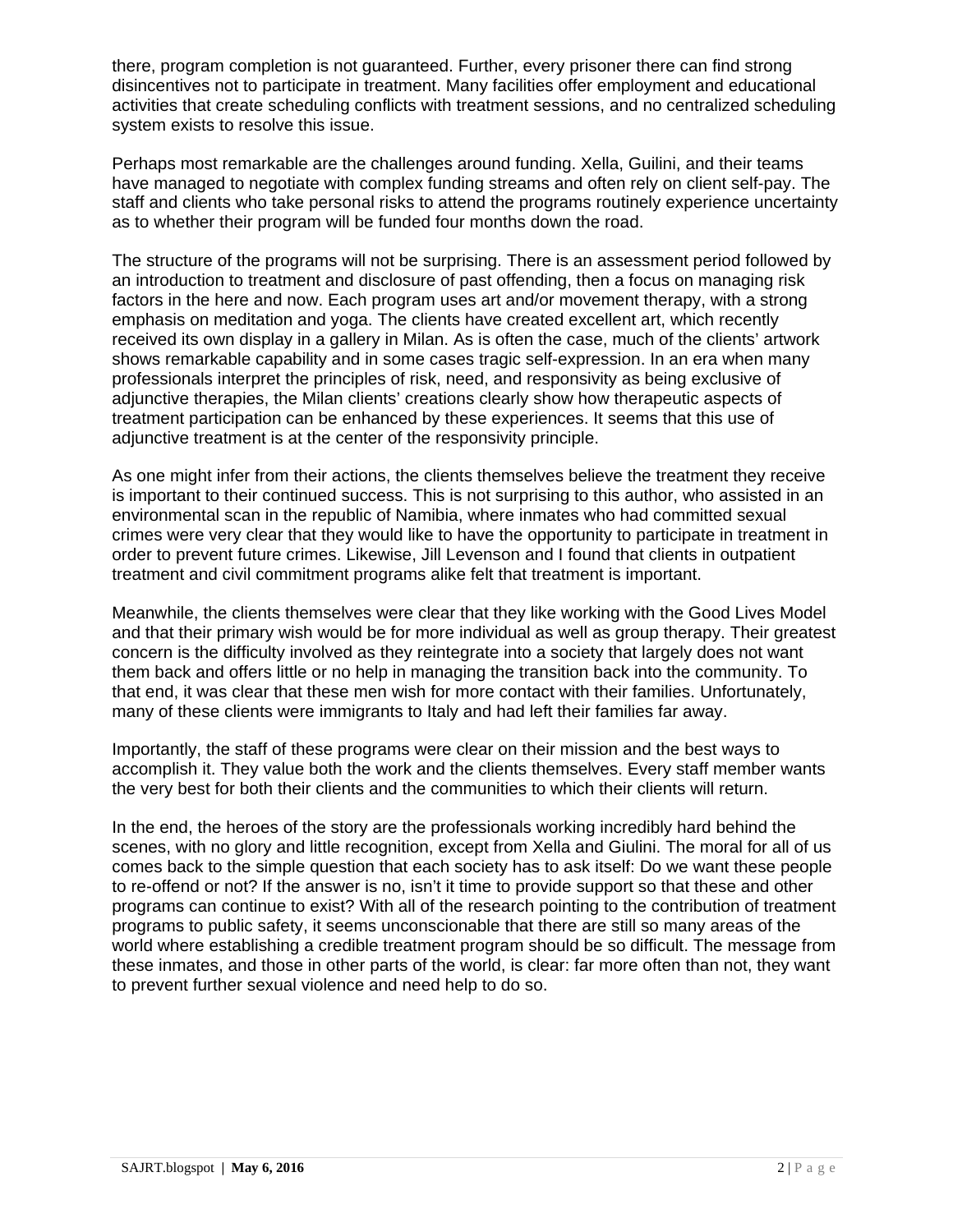there, program completion is not guaranteed. Further, every prisoner there can find strong disincentives not to participate in treatment. Many facilities offer employment and educational activities that create scheduling conflicts with treatment sessions, and no centralized scheduling system exists to resolve this issue.

Perhaps most remarkable are the challenges around funding. Xella, Guilini, and their teams have managed to negotiate with complex funding streams and often rely on client self-pay. The staff and clients who take personal risks to attend the programs routinely experience uncertainty as to whether their program will be funded four months down the road.

The structure of the programs will not be surprising. There is an assessment period followed by an introduction to treatment and disclosure of past offending, then a focus on managing risk factors in the here and now. Each program uses art and/or movement therapy, with a strong emphasis on meditation and yoga. The clients have created excellent art, which recently received its own display in a gallery in Milan. As is often the case, much of the clients' artwork shows remarkable capability and in some cases tragic self-expression. In an era when many professionals interpret the principles of risk, need, and responsivity as being exclusive of adjunctive therapies, the Milan clients' creations clearly show how therapeutic aspects of treatment participation can be enhanced by these experiences. It seems that this use of adjunctive treatment is at the center of the responsivity principle.

As one might infer from their actions, the clients themselves believe the treatment they receive is important to their continued success. This is not surprising to this author, who assisted in an environmental scan in the republic of Namibia, where inmates who had committed sexual crimes were very clear that they would like to have the opportunity to participate in treatment in order to prevent future crimes. Likewise, Jill Levenson and I found that clients in outpatient treatment and civil commitment programs alike felt that treatment is important.

Meanwhile, the clients themselves were clear that they like working with the Good Lives Model and that their primary wish would be for more individual as well as group therapy. Their greatest concern is the difficulty involved as they reintegrate into a society that largely does not want them back and offers little or no help in managing the transition back into the community. To that end, it was clear that these men wish for more contact with their families. Unfortunately, many of these clients were immigrants to Italy and had left their families far away.

Importantly, the staff of these programs were clear on their mission and the best ways to accomplish it. They value both the work and the clients themselves. Every staff member wants the very best for both their clients and the communities to which their clients will return.

In the end, the heroes of the story are the professionals working incredibly hard behind the scenes, with no glory and little recognition, except from Xella and Giulini. The moral for all of us comes back to the simple question that each society has to ask itself: Do we want these people to re-offend or not? If the answer is no, isn't it time to provide support so that these and other programs can continue to exist? With all of the research pointing to the contribution of treatment programs to public safety, it seems unconscionable that there are still so many areas of the world where establishing a credible treatment program should be so difficult. The message from these inmates, and those in other parts of the world, is clear: far more often than not, they want to prevent further sexual violence and need help to do so.